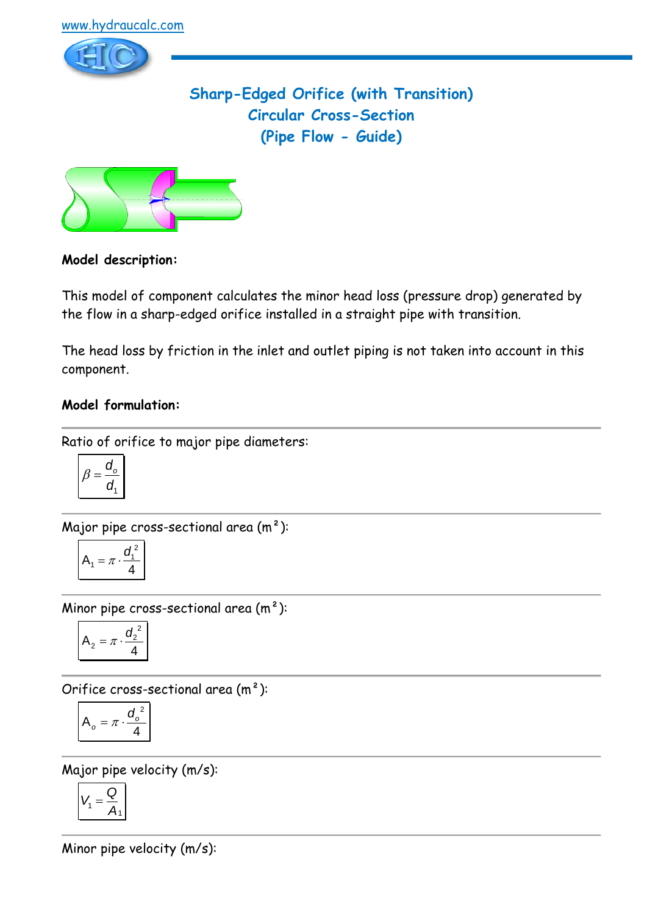www.hydraucalc.com

# Sharp-Edged Orifice (with Transition)
# Circular Cross-Section
# (Pipe Flow - Guide)

**Model description:**

This model of component calculates the minor head loss (pressure drop) generated by the flow in a sharp-edged orifice installed in a straight pipe with transition.

The head loss by friction in the inlet and outlet piping is not taken into account in this component.

**Model formulation:**

Ratio of orifice to major pipe diameters:

$$\beta = \frac{d_o}{d_1}$$

Major pipe cross-sectional area (m²):

$$A_1 = \pi \cdot \frac{d_1^2}{4}$$

Minor pipe cross-sectional area (m²):

$$A_2 = \pi \cdot \frac{d_2^2}{4}$$

Orifice cross-sectional area (m²):

$$A_o = \pi \cdot \frac{d_o^2}{4}$$

Major pipe velocity (m/s):

$$V_1 = \frac{Q}{A_1}$$

Minor pipe velocity (m/s):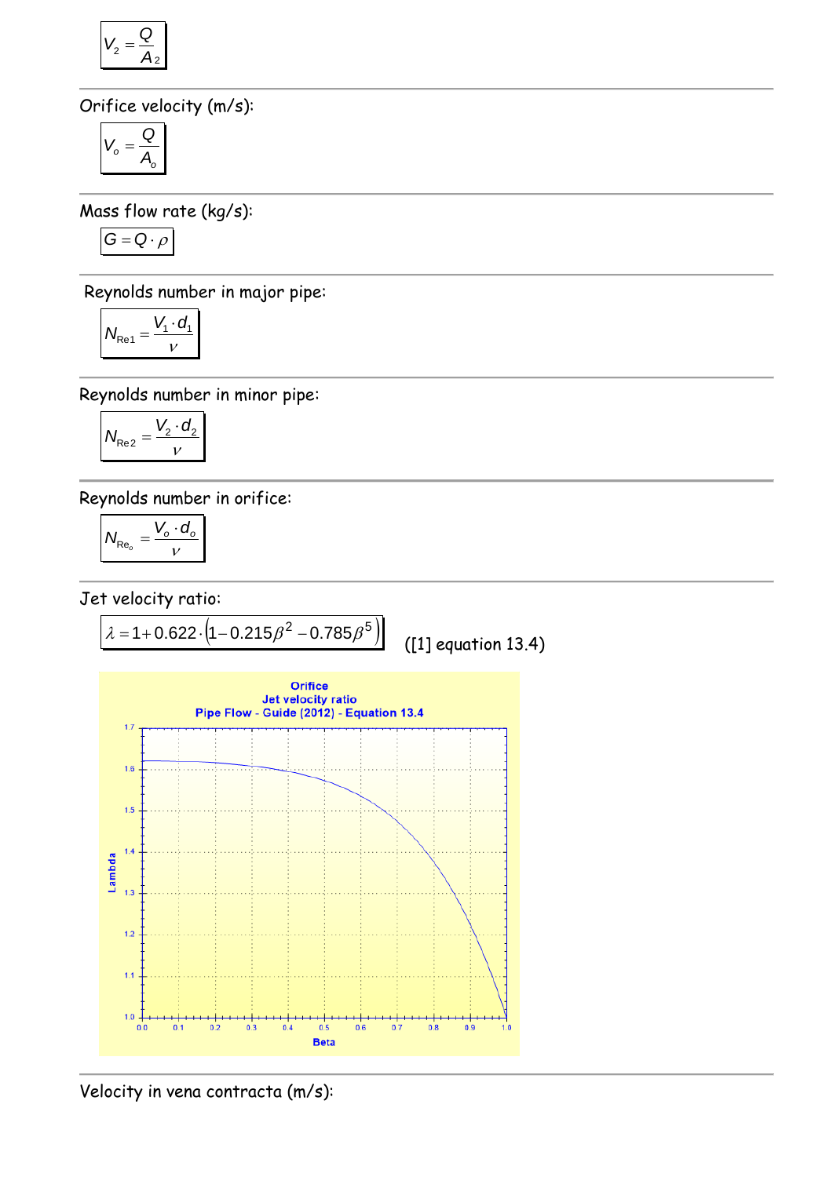$$V_2 = \frac{Q}{A_2}$$

Orifice velocity (m/s):

$$V_o = \frac{Q}{A_o}$$

Mass flow rate (kg/s):

$$G = Q \cdot \rho$$

Reynolds number in major pipe:

$$N_{Re1} = \frac{V_1 \cdot d_1}{\nu}$$

Reynolds number in minor pipe:

$$N_{Re2} = \frac{V_2 \cdot d_2}{\nu}$$

Reynolds number in orifice:

$$N_{Re_o} = \frac{V_o \cdot d_o}{\nu}$$

Jet velocity ratio:

$$\lambda = 1 + 0.622 \cdot \left(1 - 0.215\beta^2 - 0.785\beta^5\right)$$

([1] equation 13.4)

Velocity in vena contracta (m/s):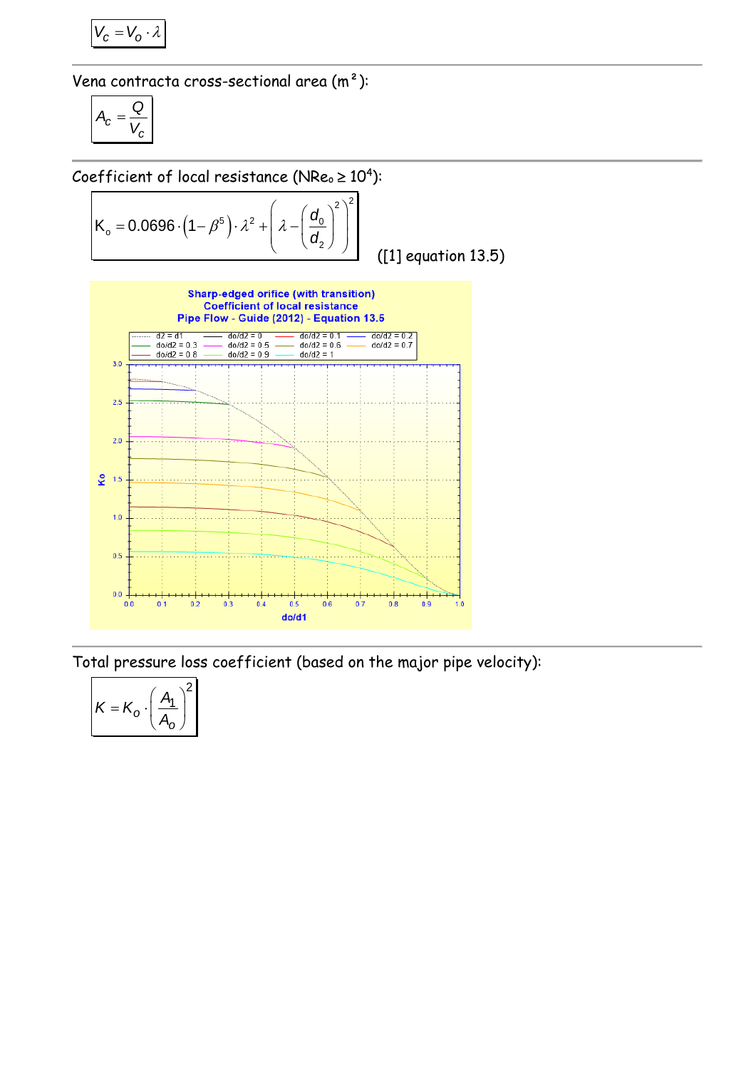$$V_c = V_o \cdot \lambda$$

Vena contracta cross-sectional area (m²):

$$A_c = \frac{Q}{V_c}$$

Coefficient of local resistance ($NRe_o \geq 10^4$):

$$K_o = 0.0696 \cdot \left(1 - \beta^5\right) \cdot \lambda^2 + \left(\lambda - \left(\frac{d_0}{d_2}\right)^2\right)^2$$

([1] equation 13.5)

Total pressure loss coefficient (based on the major pipe velocity):

$$K = K_o \cdot \left(\frac{A_1}{A_o}\right)^2$$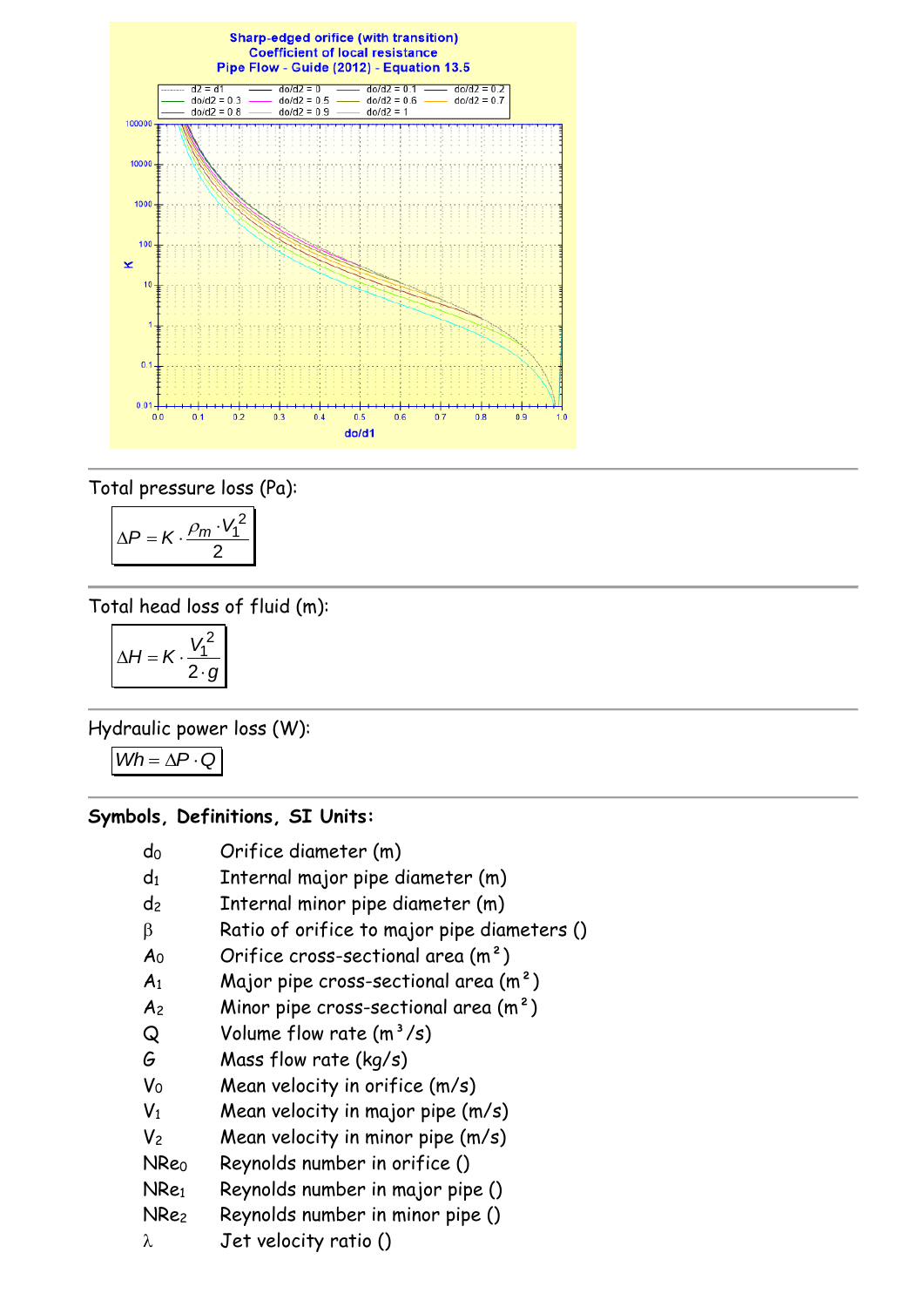Total pressure loss (Pa):

$$\Delta P = K \cdot \frac{\rho_m \cdot V_1^2}{2}$$

Total head loss of fluid (m):

$$\Delta H = K \cdot \frac{V_1^2}{2 \cdot g}$$

Hydraulic power loss (W):

$$Wh = \Delta P \cdot Q$$

**Symbols, Definitions, SI Units:**

| | |
|---|---|
| $d_0$ | Orifice diameter (m) |
| $d_1$ | Internal major pipe diameter (m) |
| $d_2$ | Internal minor pipe diameter (m) |
| $\beta$ | Ratio of orifice to major pipe diameters () |
| $A_0$ | Orifice cross-sectional area (m²) |
| $A_1$ | Major pipe cross-sectional area (m²) |
| $A_2$ | Minor pipe cross-sectional area (m²) |
| $Q$ | Volume flow rate (m³/s) |
| $G$ | Mass flow rate (kg/s) |
| $V_0$ | Mean velocity in orifice (m/s) |
| $V_1$ | Mean velocity in major pipe (m/s) |
| $V_2$ | Mean velocity in minor pipe (m/s) |
| $NRe_0$ | Reynolds number in orifice () |
| $NRe_1$ | Reynolds number in major pipe () |
| $NRe_2$ | Reynolds number in minor pipe () |
| $\lambda$ | Jet velocity ratio () |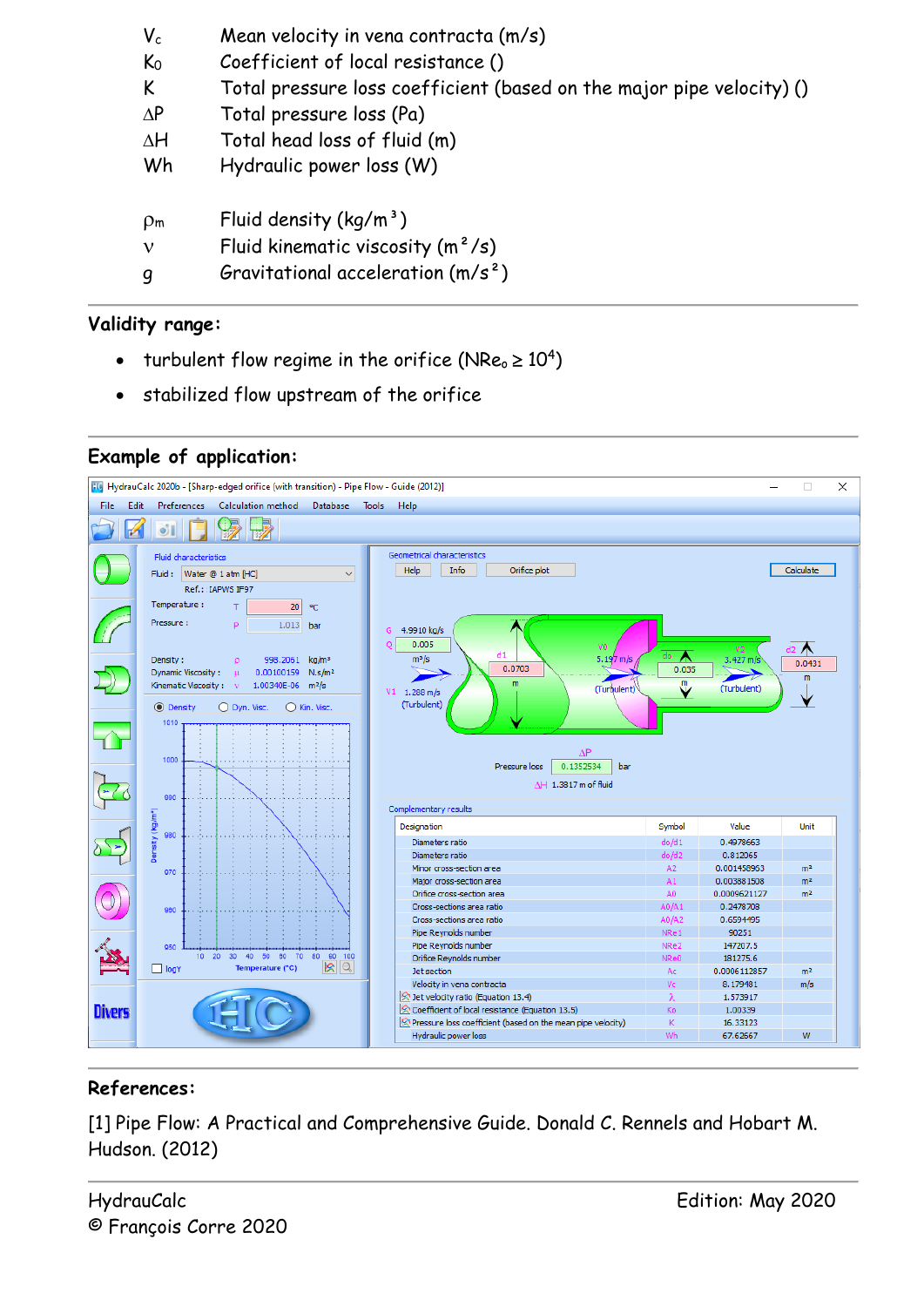$V_c$ Mean velocity in vena contracta (m/s)

$K_0$ Coefficient of local resistance ()

$K$ Total pressure loss coefficient (based on the major pipe velocity) ()

$\Delta P$ Total pressure loss (Pa)

$\Delta H$ Total head loss of fluid (m)

$Wh$ Hydraulic power loss (W)

$\rho_m$ Fluid density ($kg/m^3$)

$\nu$ Fluid kinematic viscosity ($m^2/s$)

$g$ Gravitational acceleration ($m/s^2$)

## Validity range:

- turbulent flow regime in the orifice ($NRe_o \geq 10^4$)
- stabilized flow upstream of the orifice

## Example of application:

HydrauCalc 2020b - [Sharp-edged orifice (with transition) - Pipe Flow - Guide (2012)]

File Edit Preferences Calculation method Database Tools Help

Fluid characteristics

Fluid : Water @ 1 atm [HC]

Ref.: IAPWS IF97

Temperature : T 20 °C

Pressure : P 1.013 bar

Density : ρ 998.2061 kg/m³

Dynamic Viscosity : μ 0.00100159 N.s/m²

Kinematic Viscosity : ν 1.00340E-06 m²/s

Density Dyn. Visc. Kin. Visc.

1010
1000
990
980
970
960
950
10 20 30 40 50 60 70 80 90 100
Density (kg/m³)
Temperature (°C)
logY

Geometrical characteristics

Help Info Orifice plot Calculate

G 4.9910 kg/s

Q 0.005 m³/s

V1 1.288 m/s (Turbulent)

d1 0.0703 m

V0 5.197 m/s (Turbulent)

do 0.035 m

V2 3.427 m/s (Turbulent)

d2 0.0431 m

ΔP Pressure loss 0.1352534 bar

ΔH 1.3817 m of fluid

Complementary results

| Designation | Symbol | Value | Unit |
|---|---|---|---|
| Diameters ratio | do/d1 | 0.4978663 | |
| Diameters ratio | do/d2 | 0.812065 | |
| Minor cross-section area | A2 | 0.001458963 | m² |
| Major cross-section area | A1 | 0.003881508 | m² |
| Orifice cross-section area | A0 | 0.0009621127 | m² |
| Cross-sections area ratio | A0/A1 | 0.2478708 | |
| Cross-sections area ratio | A0/A2 | 0.6594495 | |
| Pipe Reynolds number | NRe1 | 90251 | |
| Pipe Reynolds number | NRe2 | 147207.5 | |
| Orifice Reynolds number | NRe0 | 181275.6 | |
| Jet section | Ac | 0.0006112857 | m² |
| Velocity in vena contracta | Vc | 8.179481 | m/s |
| Jet velocity ratio (Equation 13.4) | λ | 1.573917 | |
| Coefficient of local resistance (Equation 13.5) | Ko | 1.00339 | |
| Pressure loss coefficient (based on the mean pipe velocity) | K | 16.33123 | |
| Hydraulic power loss | Wh | 67.62667 | W |

## References:

[1] Pipe Flow: A Practical and Comprehensive Guide. Donald C. Rennels and Hobart M. Hudson. (2012)

HydrauCalc Edition: May 2020

© François Corre 2020